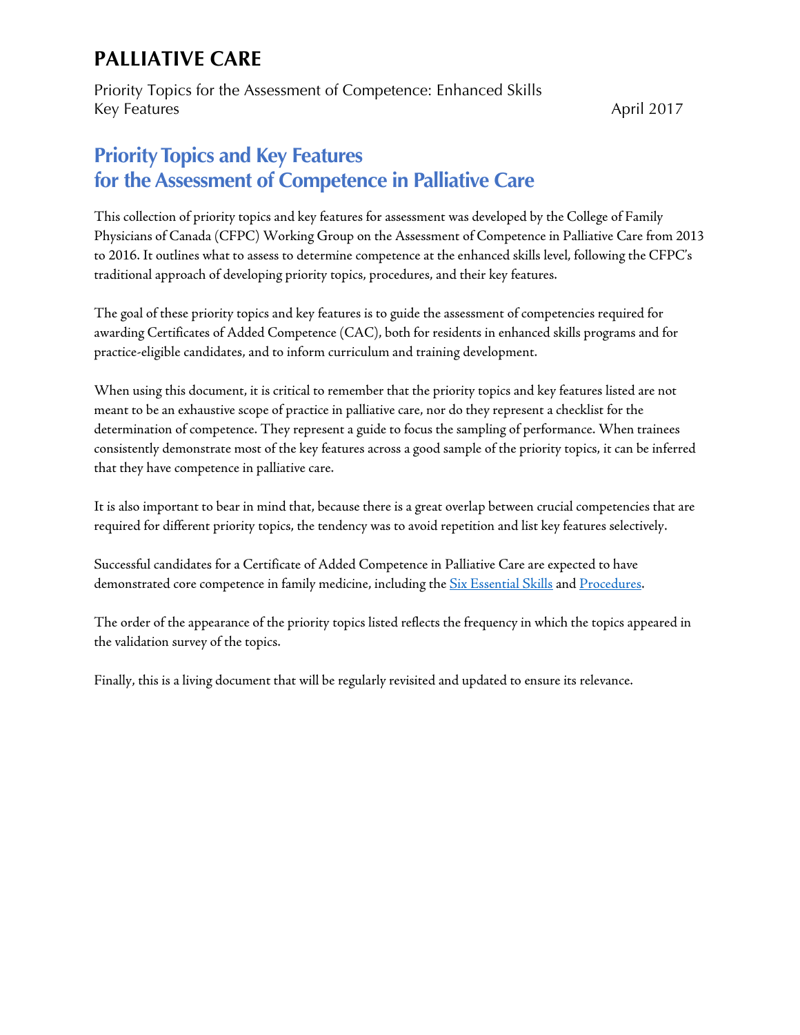# PALLIATIVE CARE

Priority Topics for the Assessment of Competence: Enhanced Skills
Key Features April 2017

## Priority Topics and Key Features for the Assessment of Competence in Palliative Care

This collection of priority topics and key features for assessment was developed by the College of Family Physicians of Canada (CFPC) Working Group on the Assessment of Competence in Palliative Care from 2013 to 2016. It outlines what to assess to determine competence at the enhanced skills level, following the CFPC's traditional approach of developing priority topics, procedures, and their key features.

The goal of these priority topics and key features is to guide the assessment of competencies required for awarding Certificates of Added Competence (CAC), both for residents in enhanced skills programs and for practice-eligible candidates, and to inform curriculum and training development.

When using this document, it is critical to remember that the priority topics and key features listed are not meant to be an exhaustive scope of practice in palliative care, nor do they represent a checklist for the determination of competence. They represent a guide to focus the sampling of performance. When trainees consistently demonstrate most of the key features across a good sample of the priority topics, it can be inferred that they have competence in palliative care.

It is also important to bear in mind that, because there is a great overlap between crucial competencies that are required for different priority topics, the tendency was to avoid repetition and list key features selectively.

Successful candidates for a Certificate of Added Competence in Palliative Care are expected to have demonstrated core competence in family medicine, including the Six Essential Skills and Procedures.

The order of the appearance of the priority topics listed reflects the frequency in which the topics appeared in the validation survey of the topics.

Finally, this is a living document that will be regularly revisited and updated to ensure its relevance.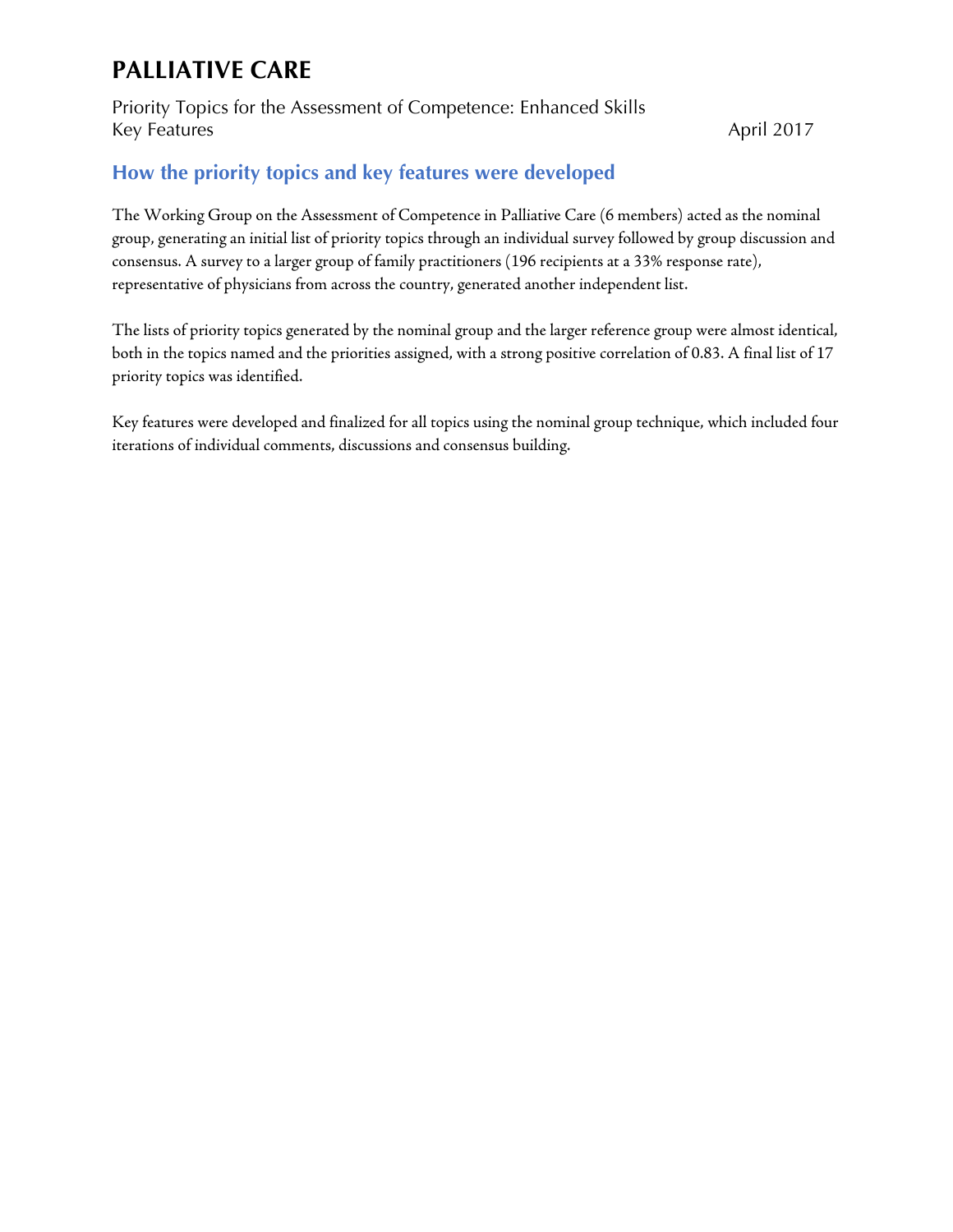# PALLIATIVE CARE

Priority Topics for the Assessment of Competence: Enhanced Skills
Key Features April 2017

## How the priority topics and key features were developed

The Working Group on the Assessment of Competence in Palliative Care (6 members) acted as the nominal group, generating an initial list of priority topics through an individual survey followed by group discussion and consensus. A survey to a larger group of family practitioners (196 recipients at a 33% response rate), representative of physicians from across the country, generated another independent list.

The lists of priority topics generated by the nominal group and the larger reference group were almost identical, both in the topics named and the priorities assigned, with a strong positive correlation of 0.83. A final list of 17 priority topics was identified.

Key features were developed and finalized for all topics using the nominal group technique, which included four iterations of individual comments, discussions and consensus building.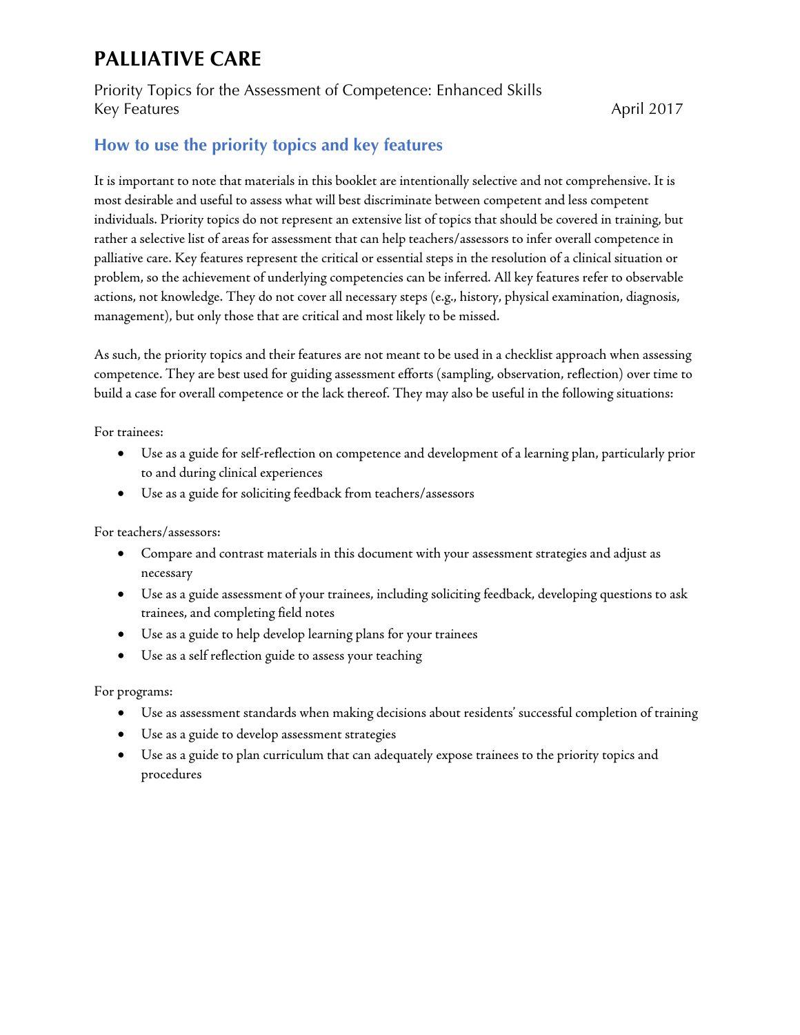# PALLIATIVE CARE

Priority Topics for the Assessment of Competence: Enhanced Skills
Key Features April 2017

## How to use the priority topics and key features

It is important to note that materials in this booklet are intentionally selective and not comprehensive. It is most desirable and useful to assess what will best discriminate between competent and less competent individuals. Priority topics do not represent an extensive list of topics that should be covered in training, but rather a selective list of areas for assessment that can help teachers/assessors to infer overall competence in palliative care. Key features represent the critical or essential steps in the resolution of a clinical situation or problem, so the achievement of underlying competencies can be inferred. All key features refer to observable actions, not knowledge. They do not cover all necessary steps (e.g., history, physical examination, diagnosis, management), but only those that are critical and most likely to be missed.

As such, the priority topics and their features are not meant to be used in a checklist approach when assessing competence. They are best used for guiding assessment efforts (sampling, observation, reflection) over time to build a case for overall competence or the lack thereof. They may also be useful in the following situations:

For trainees:

- Use as a guide for self-reflection on competence and development of a learning plan, particularly prior to and during clinical experiences
- Use as a guide for soliciting feedback from teachers/assessors

For teachers/assessors:

- Compare and contrast materials in this document with your assessment strategies and adjust as necessary
- Use as a guide assessment of your trainees, including soliciting feedback, developing questions to ask trainees, and completing field notes
- Use as a guide to help develop learning plans for your trainees
- Use as a self reflection guide to assess your teaching

For programs:

- Use as assessment standards when making decisions about residents' successful completion of training
- Use as a guide to develop assessment strategies
- Use as a guide to plan curriculum that can adequately expose trainees to the priority topics and procedures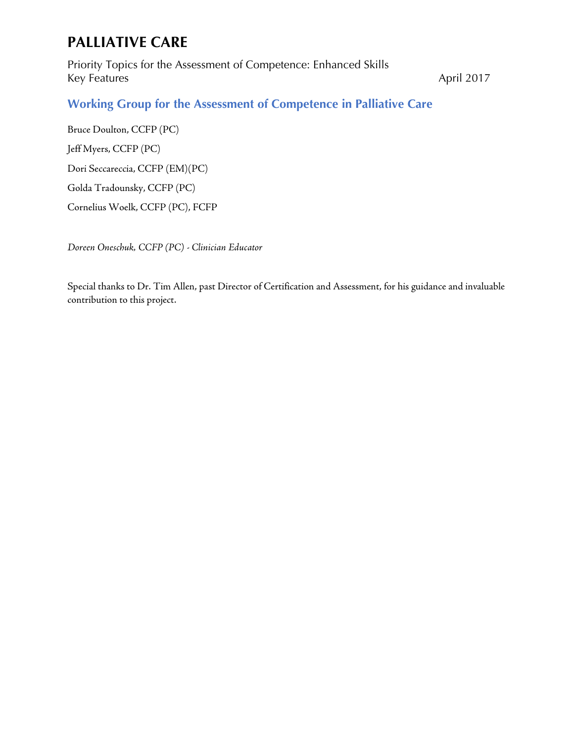# PALLIATIVE CARE

Priority Topics for the Assessment of Competence: Enhanced Skills
Key Features April 2017

## Working Group for the Assessment of Competence in Palliative Care

Bruce Doulton, CCFP (PC)

Jeff Myers, CCFP (PC)

Dori Seccareccia, CCFP (EM)(PC)

Golda Tradounsky, CCFP (PC)

Cornelius Woelk, CCFP (PC), FCFP

*Doreen Oneschuk, CCFP (PC) - Clinician Educator*

Special thanks to Dr. Tim Allen, past Director of Certification and Assessment, for his guidance and invaluable contribution to this project.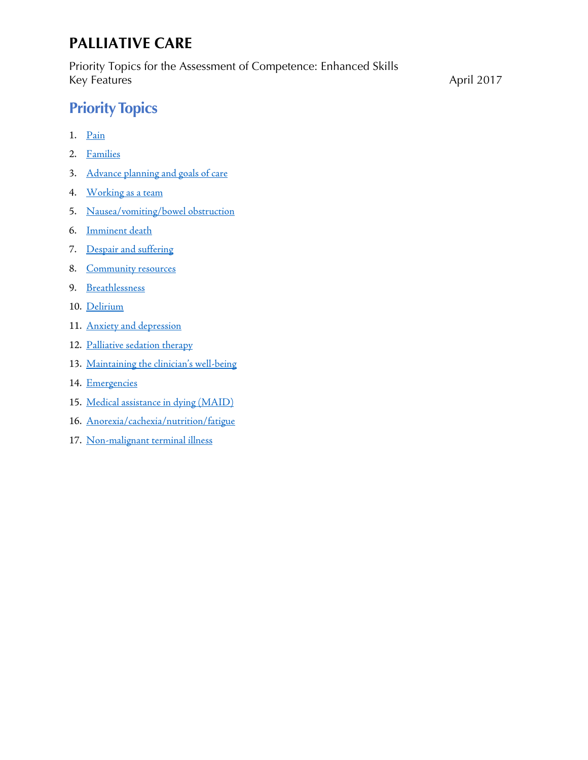# PALLIATIVE CARE

Priority Topics for the Assessment of Competence: Enhanced Skills
Key Features April 2017

## Priority Topics

1. Pain
2. Families
3. Advance planning and goals of care
4. Working as a team
5. Nausea/vomiting/bowel obstruction
6. Imminent death
7. Despair and suffering
8. Community resources
9. Breathlessness
10. Delirium
11. Anxiety and depression
12. Palliative sedation therapy
13. Maintaining the clinician's well-being
14. Emergencies
15. Medical assistance in dying (MAID)
16. Anorexia/cachexia/nutrition/fatigue
17. Non-malignant terminal illness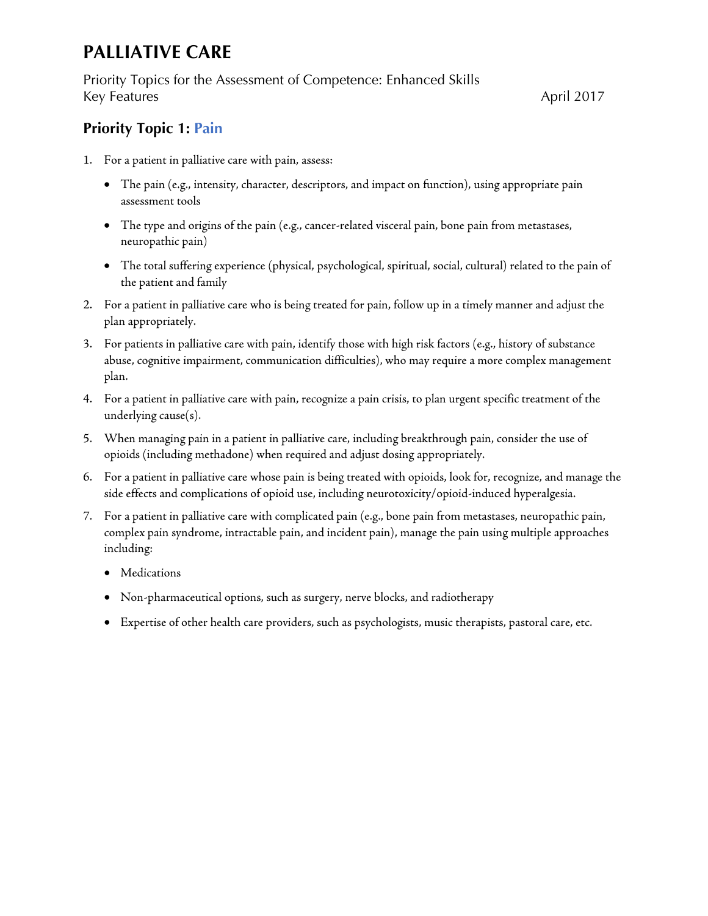# PALLIATIVE CARE

Priority Topics for the Assessment of Competence: Enhanced Skills
Key Features April 2017

## Priority Topic 1: Pain

1. For a patient in palliative care with pain, assess:
   - The pain (e.g., intensity, character, descriptors, and impact on function), using appropriate pain assessment tools
   - The type and origins of the pain (e.g., cancer-related visceral pain, bone pain from metastases, neuropathic pain)
   - The total suffering experience (physical, psychological, spiritual, social, cultural) related to the pain of the patient and family
2. For a patient in palliative care who is being treated for pain, follow up in a timely manner and adjust the plan appropriately.
3. For patients in palliative care with pain, identify those with high risk factors (e.g., history of substance abuse, cognitive impairment, communication difficulties), who may require a more complex management plan.
4. For a patient in palliative care with pain, recognize a pain crisis, to plan urgent specific treatment of the underlying cause(s).
5. When managing pain in a patient in palliative care, including breakthrough pain, consider the use of opioids (including methadone) when required and adjust dosing appropriately.
6. For a patient in palliative care whose pain is being treated with opioids, look for, recognize, and manage the side effects and complications of opioid use, including neurotoxicity/opioid-induced hyperalgesia.
7. For a patient in palliative care with complicated pain (e.g., bone pain from metastases, neuropathic pain, complex pain syndrome, intractable pain, and incident pain), manage the pain using multiple approaches including:
   - Medications
   - Non-pharmaceutical options, such as surgery, nerve blocks, and radiotherapy
   - Expertise of other health care providers, such as psychologists, music therapists, pastoral care, etc.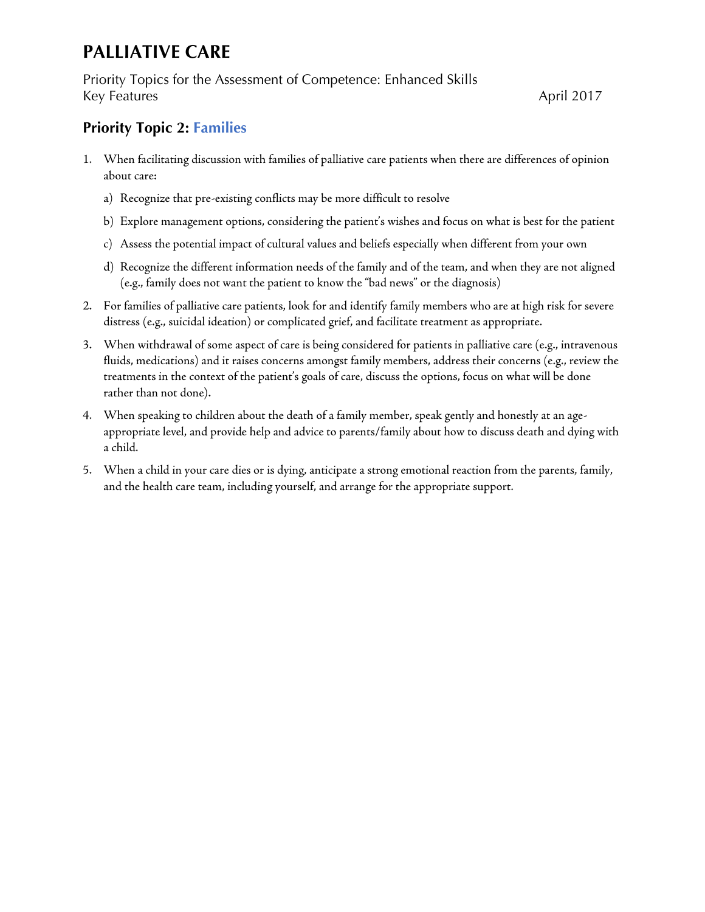# PALLIATIVE CARE

Priority Topics for the Assessment of Competence: Enhanced Skills
Key Features April 2017

## Priority Topic 2: Families

1. When facilitating discussion with families of palliative care patients when there are differences of opinion about care:
   a) Recognize that pre-existing conflicts may be more difficult to resolve
   b) Explore management options, considering the patient's wishes and focus on what is best for the patient
   c) Assess the potential impact of cultural values and beliefs especially when different from your own
   d) Recognize the different information needs of the family and of the team, and when they are not aligned (e.g., family does not want the patient to know the "bad news" or the diagnosis)
2. For families of palliative care patients, look for and identify family members who are at high risk for severe distress (e.g., suicidal ideation) or complicated grief, and facilitate treatment as appropriate.
3. When withdrawal of some aspect of care is being considered for patients in palliative care (e.g., intravenous fluids, medications) and it raises concerns amongst family members, address their concerns (e.g., review the treatments in the context of the patient's goals of care, discuss the options, focus on what will be done rather than not done).
4. When speaking to children about the death of a family member, speak gently and honestly at an age-appropriate level, and provide help and advice to parents/family about how to discuss death and dying with a child.
5. When a child in your care dies or is dying, anticipate a strong emotional reaction from the parents, family, and the health care team, including yourself, and arrange for the appropriate support.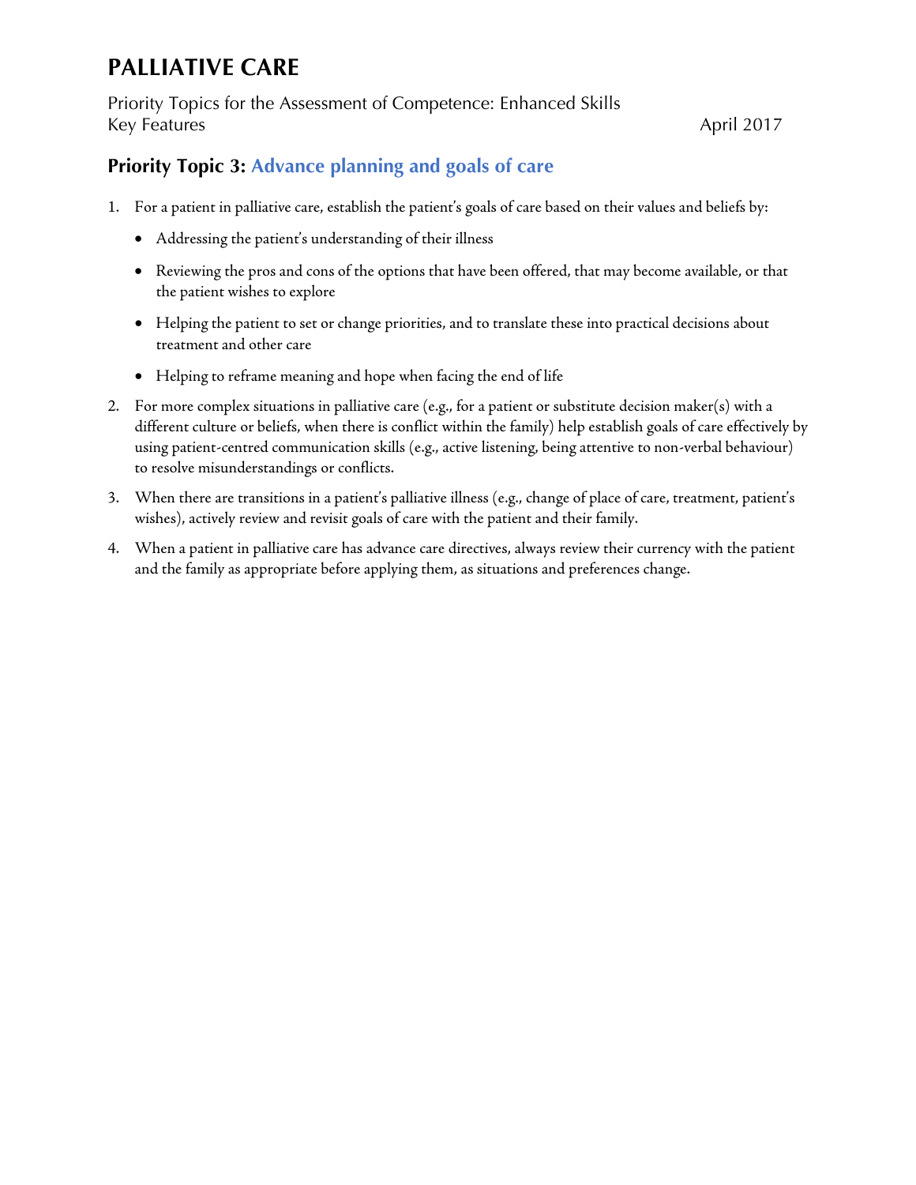# PALLIATIVE CARE

Priority Topics for the Assessment of Competence: Enhanced Skills
Key Features April 2017

## Priority Topic 3: Advance planning and goals of care

1. For a patient in palliative care, establish the patient's goals of care based on their values and beliefs by:
   - Addressing the patient's understanding of their illness
   - Reviewing the pros and cons of the options that have been offered, that may become available, or that the patient wishes to explore
   - Helping the patient to set or change priorities, and to translate these into practical decisions about treatment and other care
   - Helping to reframe meaning and hope when facing the end of life
2. For more complex situations in palliative care (e.g., for a patient or substitute decision maker(s) with a different culture or beliefs, when there is conflict within the family) help establish goals of care effectively by using patient-centred communication skills (e.g., active listening, being attentive to non-verbal behaviour) to resolve misunderstandings or conflicts.
3. When there are transitions in a patient's palliative illness (e.g., change of place of care, treatment, patient's wishes), actively review and revisit goals of care with the patient and their family.
4. When a patient in palliative care has advance care directives, always review their currency with the patient and the family as appropriate before applying them, as situations and preferences change.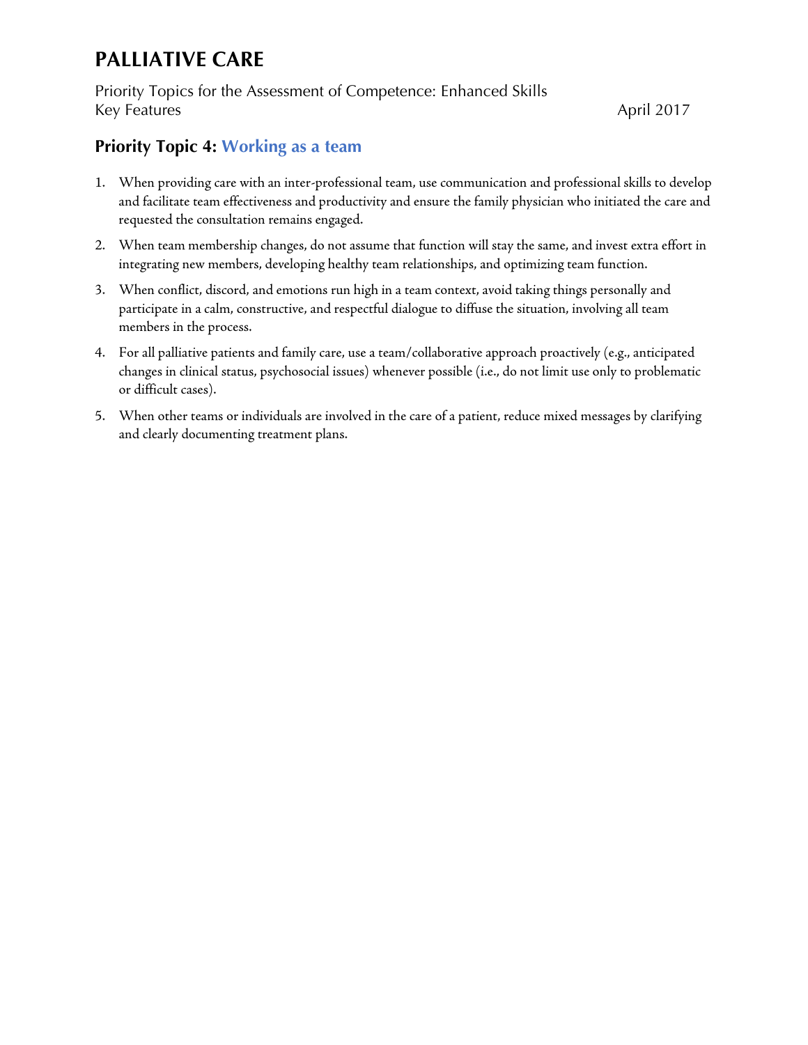# PALLIATIVE CARE

Priority Topics for the Assessment of Competence: Enhanced Skills
Key Features April 2017

## Priority Topic 4: Working as a team

1. When providing care with an inter-professional team, use communication and professional skills to develop and facilitate team effectiveness and productivity and ensure the family physician who initiated the care and requested the consultation remains engaged.
2. When team membership changes, do not assume that function will stay the same, and invest extra effort in integrating new members, developing healthy team relationships, and optimizing team function.
3. When conflict, discord, and emotions run high in a team context, avoid taking things personally and participate in a calm, constructive, and respectful dialogue to diffuse the situation, involving all team members in the process.
4. For all palliative patients and family care, use a team/collaborative approach proactively (e.g., anticipated changes in clinical status, psychosocial issues) whenever possible (i.e., do not limit use only to problematic or difficult cases).
5. When other teams or individuals are involved in the care of a patient, reduce mixed messages by clarifying and clearly documenting treatment plans.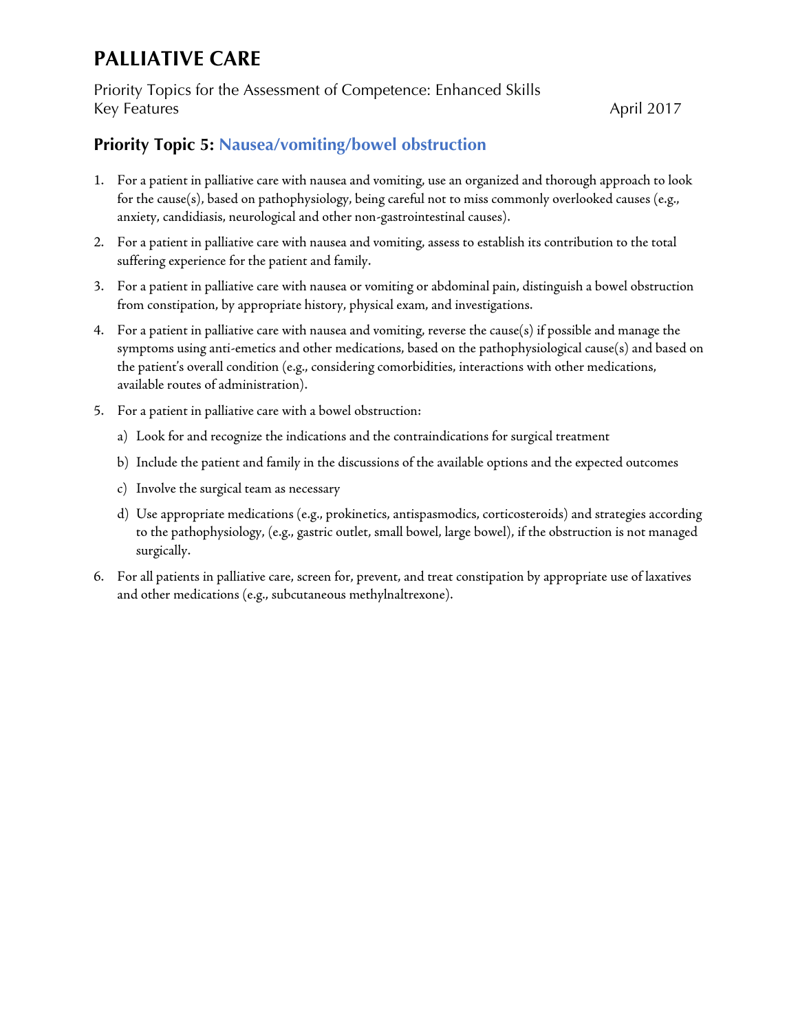# PALLIATIVE CARE

Priority Topics for the Assessment of Competence: Enhanced Skills
Key Features April 2017

## Priority Topic 5: Nausea/vomiting/bowel obstruction

1. For a patient in palliative care with nausea and vomiting, use an organized and thorough approach to look for the cause(s), based on pathophysiology, being careful not to miss commonly overlooked causes (e.g., anxiety, candidiasis, neurological and other non-gastrointestinal causes).
2. For a patient in palliative care with nausea and vomiting, assess to establish its contribution to the total suffering experience for the patient and family.
3. For a patient in palliative care with nausea or vomiting or abdominal pain, distinguish a bowel obstruction from constipation, by appropriate history, physical exam, and investigations.
4. For a patient in palliative care with nausea and vomiting, reverse the cause(s) if possible and manage the symptoms using anti-emetics and other medications, based on the pathophysiological cause(s) and based on the patient's overall condition (e.g., considering comorbidities, interactions with other medications, available routes of administration).
5. For a patient in palliative care with a bowel obstruction:
   a) Look for and recognize the indications and the contraindications for surgical treatment
   b) Include the patient and family in the discussions of the available options and the expected outcomes
   c) Involve the surgical team as necessary
   d) Use appropriate medications (e.g., prokinetics, antispasmodics, corticosteroids) and strategies according to the pathophysiology, (e.g., gastric outlet, small bowel, large bowel), if the obstruction is not managed surgically.
6. For all patients in palliative care, screen for, prevent, and treat constipation by appropriate use of laxatives and other medications (e.g., subcutaneous methylnaltrexone).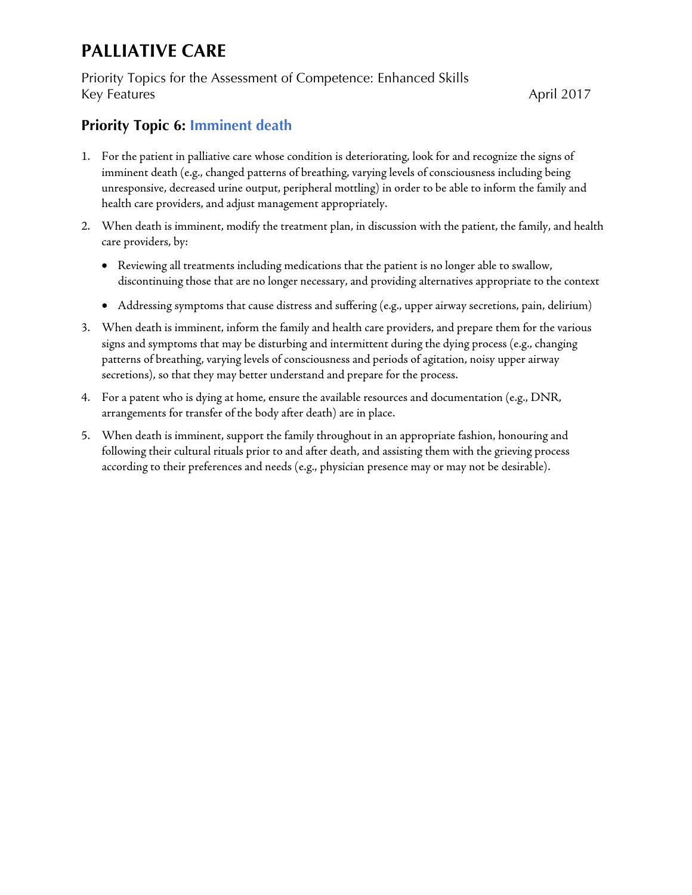# PALLIATIVE CARE

Priority Topics for the Assessment of Competence: Enhanced Skills
Key Features April 2017

## Priority Topic 6: Imminent death

1. For the patient in palliative care whose condition is deteriorating, look for and recognize the signs of imminent death (e.g., changed patterns of breathing, varying levels of consciousness including being unresponsive, decreased urine output, peripheral mottling) in order to be able to inform the family and health care providers, and adjust management appropriately.
2. When death is imminent, modify the treatment plan, in discussion with the patient, the family, and health care providers, by:
   - Reviewing all treatments including medications that the patient is no longer able to swallow, discontinuing those that are no longer necessary, and providing alternatives appropriate to the context
   - Addressing symptoms that cause distress and suffering (e.g., upper airway secretions, pain, delirium)
3. When death is imminent, inform the family and health care providers, and prepare them for the various signs and symptoms that may be disturbing and intermittent during the dying process (e.g., changing patterns of breathing, varying levels of consciousness and periods of agitation, noisy upper airway secretions), so that they may better understand and prepare for the process.
4. For a patent who is dying at home, ensure the available resources and documentation (e.g., DNR, arrangements for transfer of the body after death) are in place.
5. When death is imminent, support the family throughout in an appropriate fashion, honouring and following their cultural rituals prior to and after death, and assisting them with the grieving process according to their preferences and needs (e.g., physician presence may or may not be desirable).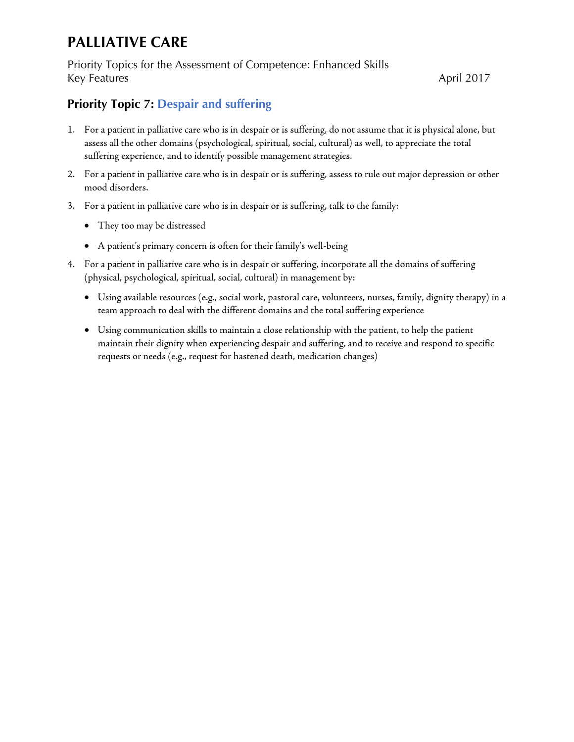# PALLIATIVE CARE

Priority Topics for the Assessment of Competence: Enhanced Skills
Key Features April 2017

## Priority Topic 7: Despair and suffering

1. For a patient in palliative care who is in despair or is suffering, do not assume that it is physical alone, but assess all the other domains (psychological, spiritual, social, cultural) as well, to appreciate the total suffering experience, and to identify possible management strategies.
2. For a patient in palliative care who is in despair or is suffering, assess to rule out major depression or other mood disorders.
3. For a patient in palliative care who is in despair or is suffering, talk to the family:
   - They too may be distressed
   - A patient's primary concern is often for their family's well-being
4. For a patient in palliative care who is in despair or suffering, incorporate all the domains of suffering (physical, psychological, spiritual, social, cultural) in management by:
   - Using available resources (e.g., social work, pastoral care, volunteers, nurses, family, dignity therapy) in a team approach to deal with the different domains and the total suffering experience
   - Using communication skills to maintain a close relationship with the patient, to help the patient maintain their dignity when experiencing despair and suffering, and to receive and respond to specific requests or needs (e.g., request for hastened death, medication changes)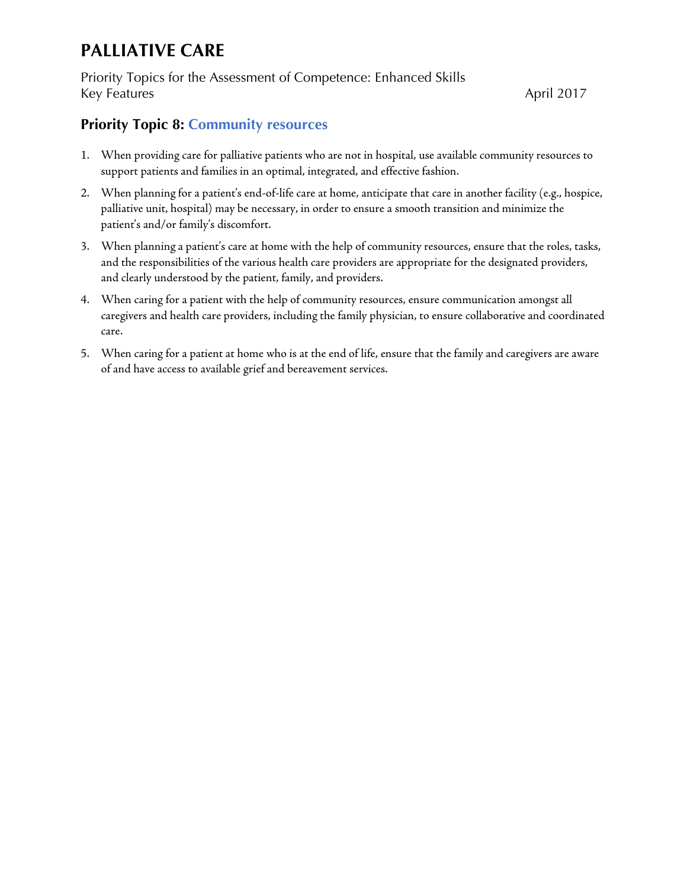# PALLIATIVE CARE

Priority Topics for the Assessment of Competence: Enhanced Skills
Key Features April 2017

## Priority Topic 8: Community resources

1. When providing care for palliative patients who are not in hospital, use available community resources to support patients and families in an optimal, integrated, and effective fashion.
2. When planning for a patient's end-of-life care at home, anticipate that care in another facility (e.g., hospice, palliative unit, hospital) may be necessary, in order to ensure a smooth transition and minimize the patient's and/or family's discomfort.
3. When planning a patient's care at home with the help of community resources, ensure that the roles, tasks, and the responsibilities of the various health care providers are appropriate for the designated providers, and clearly understood by the patient, family, and providers.
4. When caring for a patient with the help of community resources, ensure communication amongst all caregivers and health care providers, including the family physician, to ensure collaborative and coordinated care.
5. When caring for a patient at home who is at the end of life, ensure that the family and caregivers are aware of and have access to available grief and bereavement services.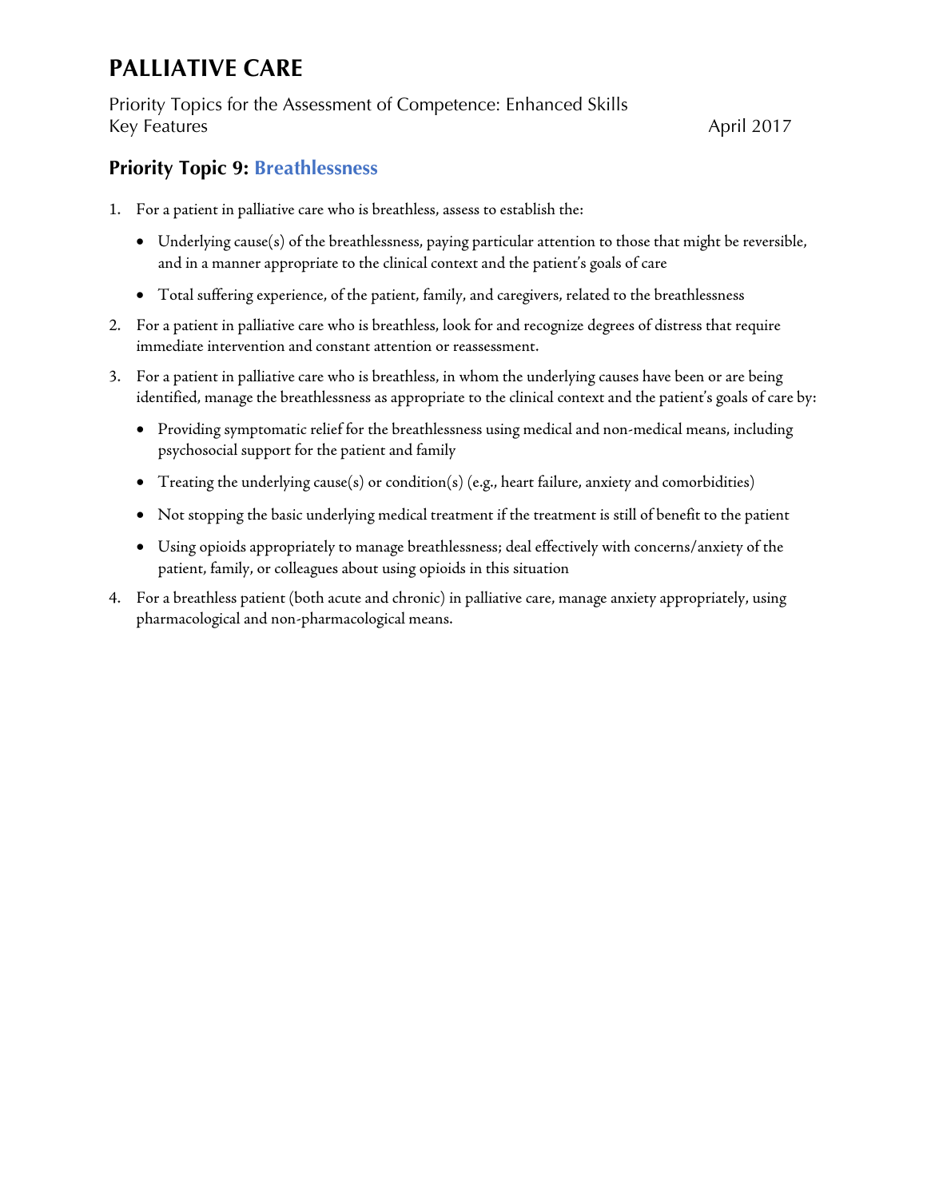# PALLIATIVE CARE

Priority Topics for the Assessment of Competence: Enhanced Skills
Key Features April 2017

## Priority Topic 9: Breathlessness

1. For a patient in palliative care who is breathless, assess to establish the:
   - Underlying cause(s) of the breathlessness, paying particular attention to those that might be reversible, and in a manner appropriate to the clinical context and the patient's goals of care
   - Total suffering experience, of the patient, family, and caregivers, related to the breathlessness
2. For a patient in palliative care who is breathless, look for and recognize degrees of distress that require immediate intervention and constant attention or reassessment.
3. For a patient in palliative care who is breathless, in whom the underlying causes have been or are being identified, manage the breathlessness as appropriate to the clinical context and the patient's goals of care by:
   - Providing symptomatic relief for the breathlessness using medical and non-medical means, including psychosocial support for the patient and family
   - Treating the underlying cause(s) or condition(s) (e.g., heart failure, anxiety and comorbidities)
   - Not stopping the basic underlying medical treatment if the treatment is still of benefit to the patient
   - Using opioids appropriately to manage breathlessness; deal effectively with concerns/anxiety of the patient, family, or colleagues about using opioids in this situation
4. For a breathless patient (both acute and chronic) in palliative care, manage anxiety appropriately, using pharmacological and non-pharmacological means.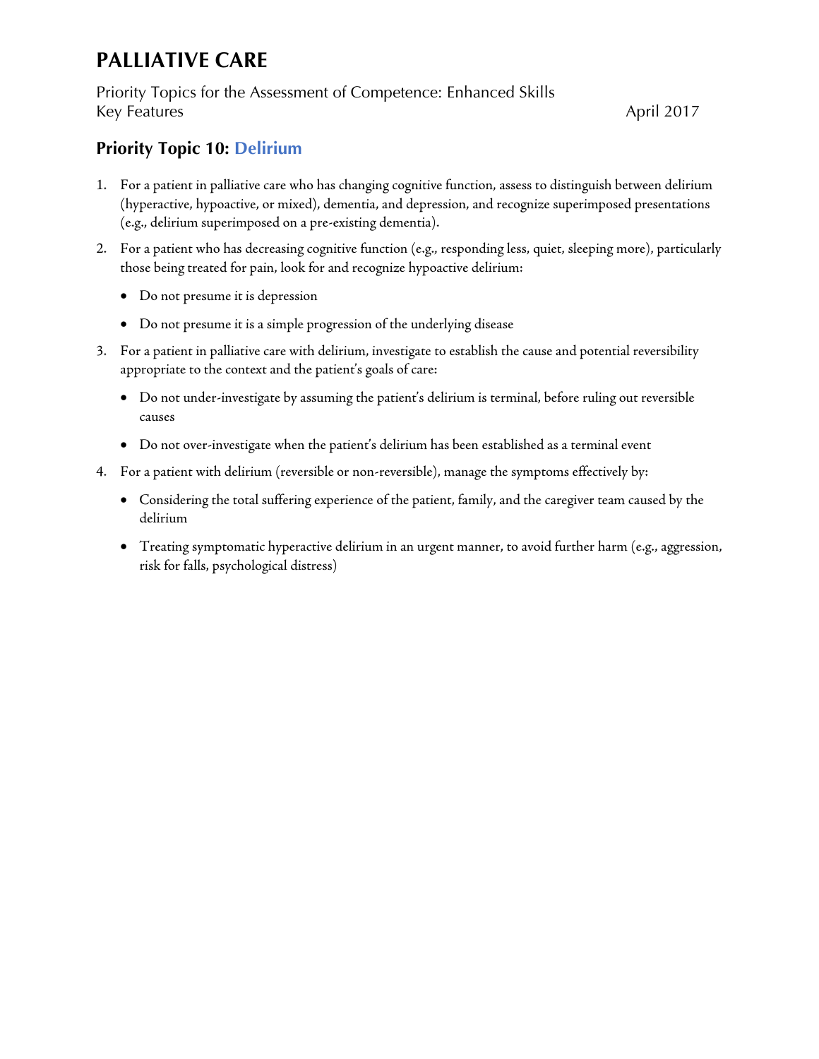# PALLIATIVE CARE

Priority Topics for the Assessment of Competence: Enhanced Skills
Key Features April 2017

## Priority Topic 10: Delirium

1. For a patient in palliative care who has changing cognitive function, assess to distinguish between delirium (hyperactive, hypoactive, or mixed), dementia, and depression, and recognize superimposed presentations (e.g., delirium superimposed on a pre-existing dementia).
2. For a patient who has decreasing cognitive function (e.g., responding less, quiet, sleeping more), particularly those being treated for pain, look for and recognize hypoactive delirium:
   - Do not presume it is depression
   - Do not presume it is a simple progression of the underlying disease
3. For a patient in palliative care with delirium, investigate to establish the cause and potential reversibility appropriate to the context and the patient's goals of care:
   - Do not under-investigate by assuming the patient's delirium is terminal, before ruling out reversible causes
   - Do not over-investigate when the patient's delirium has been established as a terminal event
4. For a patient with delirium (reversible or non-reversible), manage the symptoms effectively by:
   - Considering the total suffering experience of the patient, family, and the caregiver team caused by the delirium
   - Treating symptomatic hyperactive delirium in an urgent manner, to avoid further harm (e.g., aggression, risk for falls, psychological distress)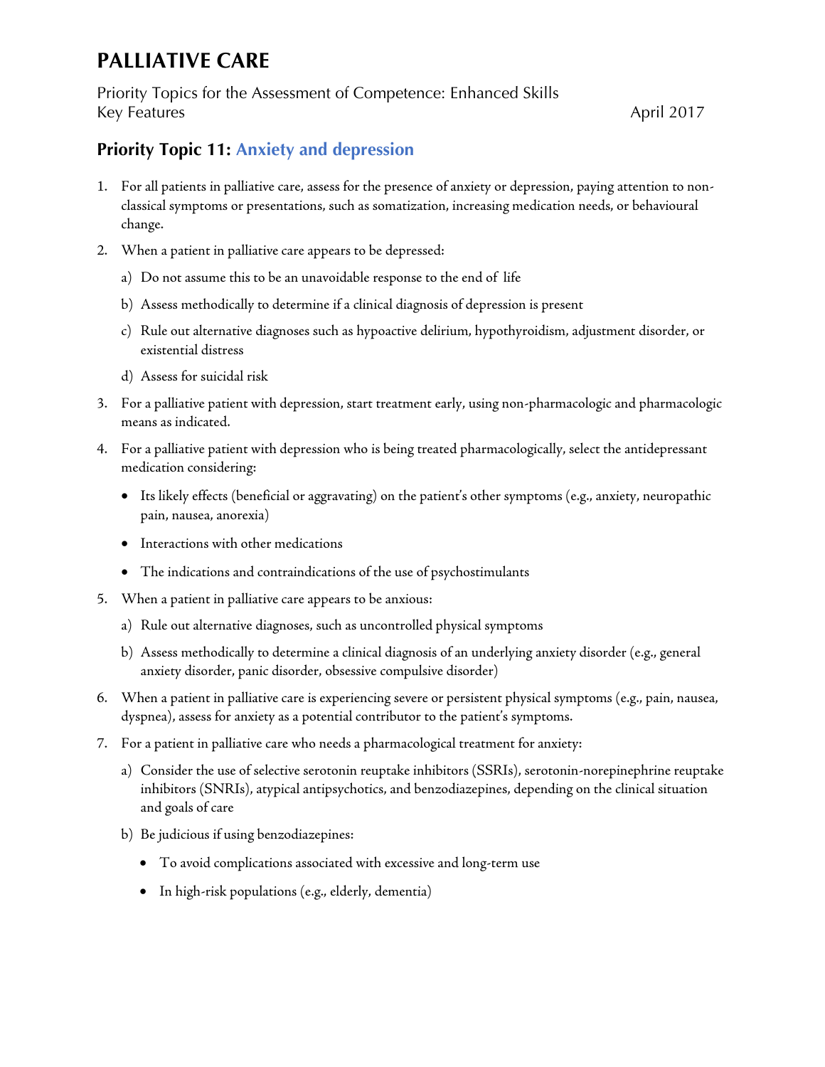# PALLIATIVE CARE

Priority Topics for the Assessment of Competence: Enhanced Skills
Key Features April 2017

## Priority Topic 11: Anxiety and depression

1. For all patients in palliative care, assess for the presence of anxiety or depression, paying attention to non-classical symptoms or presentations, such as somatization, increasing medication needs, or behavioural change.
2. When a patient in palliative care appears to be depressed:
   a) Do not assume this to be an unavoidable response to the end of life
   b) Assess methodically to determine if a clinical diagnosis of depression is present
   c) Rule out alternative diagnoses such as hypoactive delirium, hypothyroidism, adjustment disorder, or existential distress
   d) Assess for suicidal risk
3. For a palliative patient with depression, start treatment early, using non-pharmacologic and pharmacologic means as indicated.
4. For a palliative patient with depression who is being treated pharmacologically, select the antidepressant medication considering:
   - Its likely effects (beneficial or aggravating) on the patient's other symptoms (e.g., anxiety, neuropathic pain, nausea, anorexia)
   - Interactions with other medications
   - The indications and contraindications of the use of psychostimulants
5. When a patient in palliative care appears to be anxious:
   a) Rule out alternative diagnoses, such as uncontrolled physical symptoms
   b) Assess methodically to determine a clinical diagnosis of an underlying anxiety disorder (e.g., general anxiety disorder, panic disorder, obsessive compulsive disorder)
6. When a patient in palliative care is experiencing severe or persistent physical symptoms (e.g., pain, nausea, dyspnea), assess for anxiety as a potential contributor to the patient's symptoms.
7. For a patient in palliative care who needs a pharmacological treatment for anxiety:
   a) Consider the use of selective serotonin reuptake inhibitors (SSRIs), serotonin-norepinephrine reuptake inhibitors (SNRIs), atypical antipsychotics, and benzodiazepines, depending on the clinical situation and goals of care
   b) Be judicious if using benzodiazepines:
      - To avoid complications associated with excessive and long-term use
      - In high-risk populations (e.g., elderly, dementia)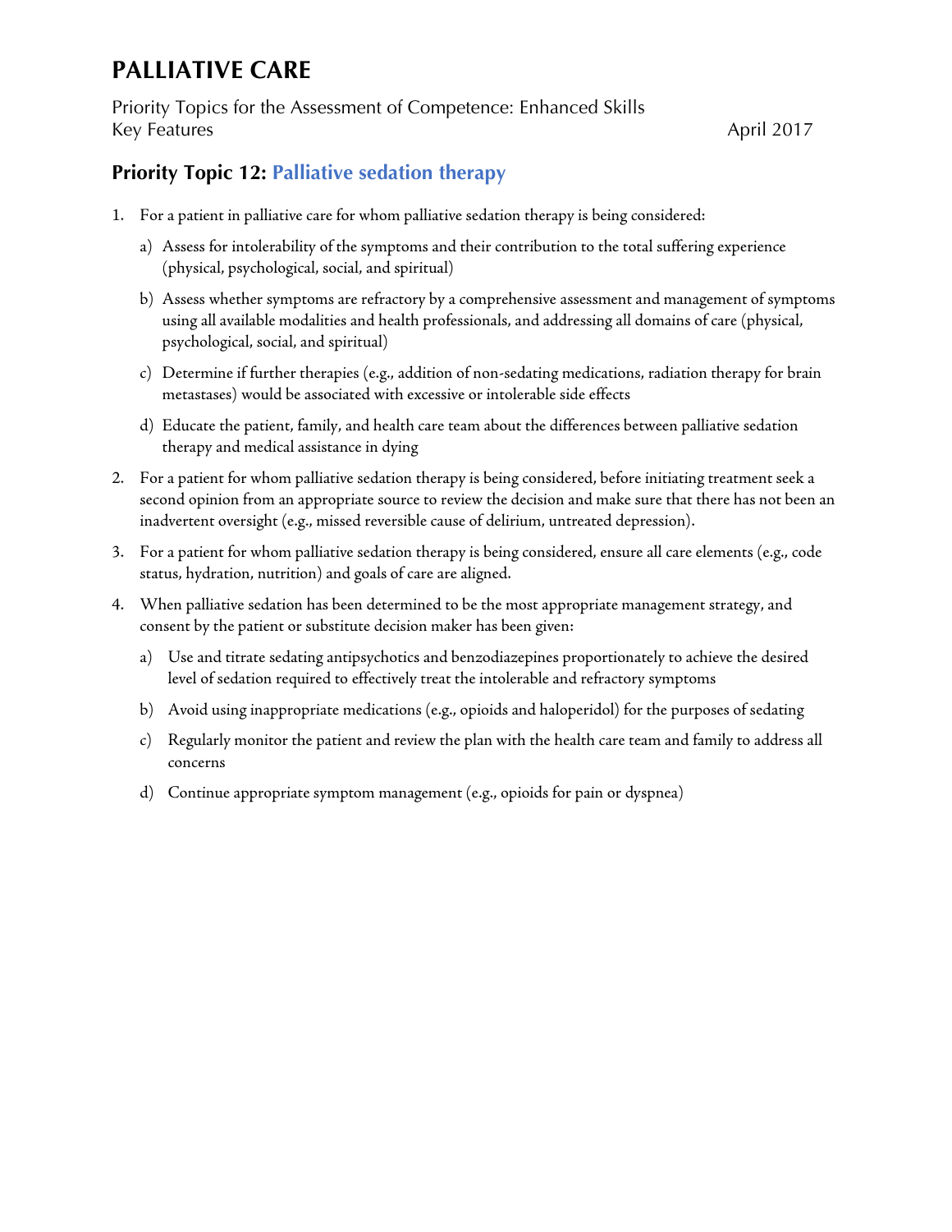# PALLIATIVE CARE

Priority Topics for the Assessment of Competence: Enhanced Skills
Key Features April 2017

## Priority Topic 12: Palliative sedation therapy

1. For a patient in palliative care for whom palliative sedation therapy is being considered:
   a) Assess for intolerability of the symptoms and their contribution to the total suffering experience (physical, psychological, social, and spiritual)
   b) Assess whether symptoms are refractory by a comprehensive assessment and management of symptoms using all available modalities and health professionals, and addressing all domains of care (physical, psychological, social, and spiritual)
   c) Determine if further therapies (e.g., addition of non-sedating medications, radiation therapy for brain metastases) would be associated with excessive or intolerable side effects
   d) Educate the patient, family, and health care team about the differences between palliative sedation therapy and medical assistance in dying
2. For a patient for whom palliative sedation therapy is being considered, before initiating treatment seek a second opinion from an appropriate source to review the decision and make sure that there has not been an inadvertent oversight (e.g., missed reversible cause of delirium, untreated depression).
3. For a patient for whom palliative sedation therapy is being considered, ensure all care elements (e.g., code status, hydration, nutrition) and goals of care are aligned.
4. When palliative sedation has been determined to be the most appropriate management strategy, and consent by the patient or substitute decision maker has been given:
   a) Use and titrate sedating antipsychotics and benzodiazepines proportionately to achieve the desired level of sedation required to effectively treat the intolerable and refractory symptoms
   b) Avoid using inappropriate medications (e.g., opioids and haloperidol) for the purposes of sedating
   c) Regularly monitor the patient and review the plan with the health care team and family to address all concerns
   d) Continue appropriate symptom management (e.g., opioids for pain or dyspnea)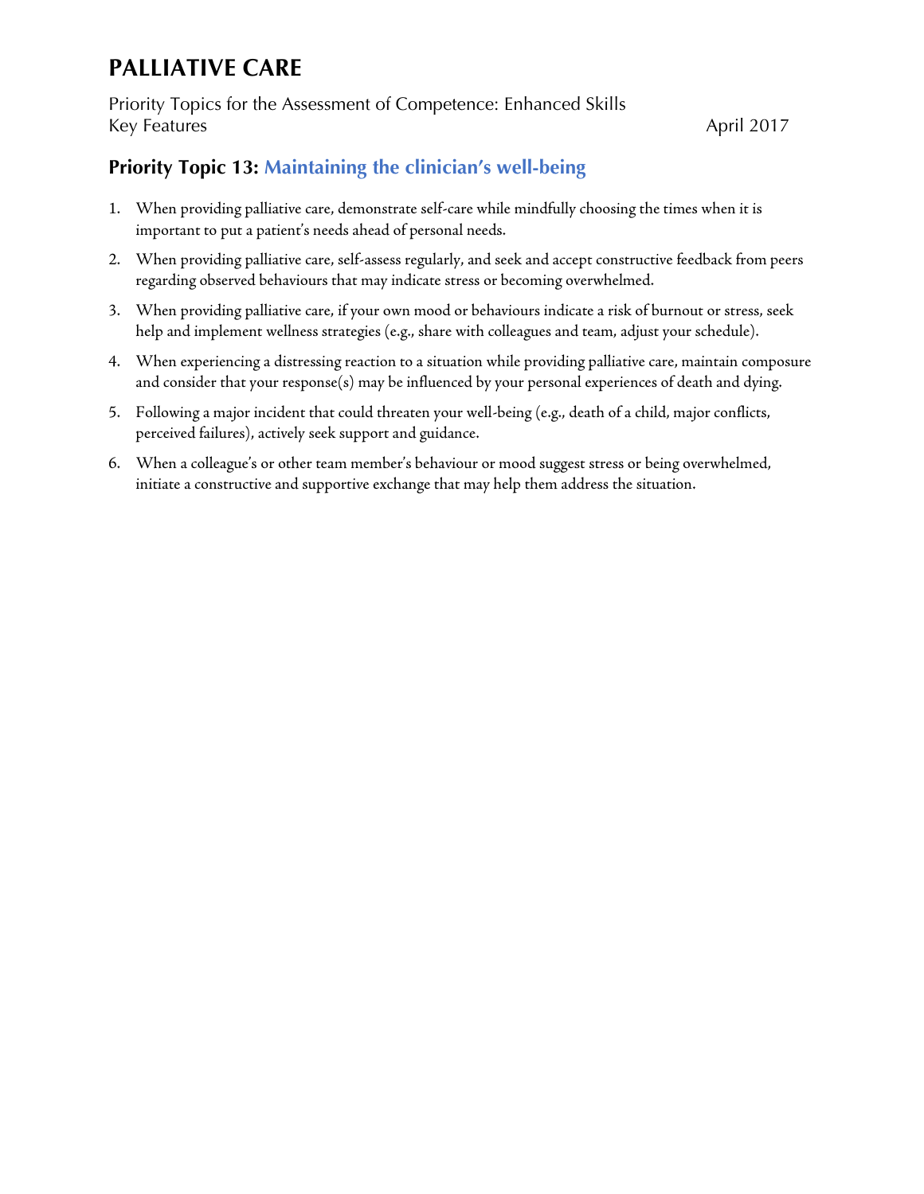# PALLIATIVE CARE

Priority Topics for the Assessment of Competence: Enhanced Skills
Key Features April 2017

## Priority Topic 13: Maintaining the clinician's well-being

1. When providing palliative care, demonstrate self-care while mindfully choosing the times when it is important to put a patient's needs ahead of personal needs.
2. When providing palliative care, self-assess regularly, and seek and accept constructive feedback from peers regarding observed behaviours that may indicate stress or becoming overwhelmed.
3. When providing palliative care, if your own mood or behaviours indicate a risk of burnout or stress, seek help and implement wellness strategies (e.g., share with colleagues and team, adjust your schedule).
4. When experiencing a distressing reaction to a situation while providing palliative care, maintain composure and consider that your response(s) may be influenced by your personal experiences of death and dying.
5. Following a major incident that could threaten your well-being (e.g., death of a child, major conflicts, perceived failures), actively seek support and guidance.
6. When a colleague's or other team member's behaviour or mood suggest stress or being overwhelmed, initiate a constructive and supportive exchange that may help them address the situation.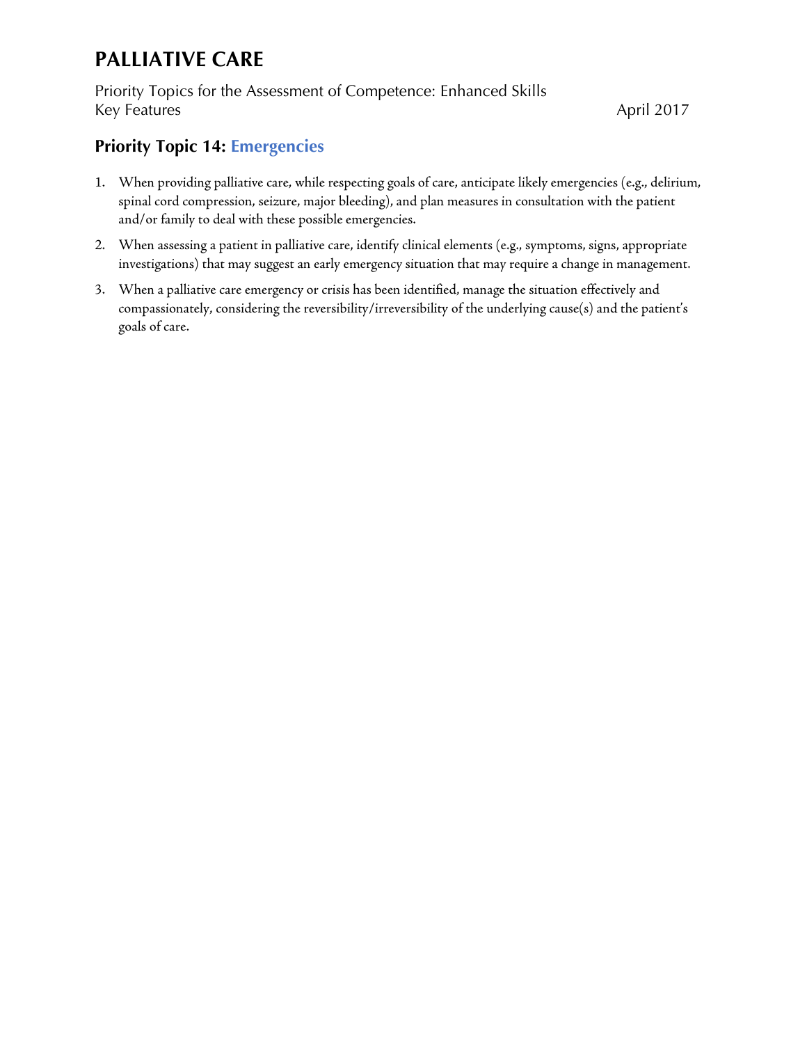# PALLIATIVE CARE

Priority Topics for the Assessment of Competence: Enhanced Skills
Key Features April 2017

## Priority Topic 14: Emergencies

1. When providing palliative care, while respecting goals of care, anticipate likely emergencies (e.g., delirium, spinal cord compression, seizure, major bleeding), and plan measures in consultation with the patient and/or family to deal with these possible emergencies.
2. When assessing a patient in palliative care, identify clinical elements (e.g., symptoms, signs, appropriate investigations) that may suggest an early emergency situation that may require a change in management.
3. When a palliative care emergency or crisis has been identified, manage the situation effectively and compassionately, considering the reversibility/irreversibility of the underlying cause(s) and the patient's goals of care.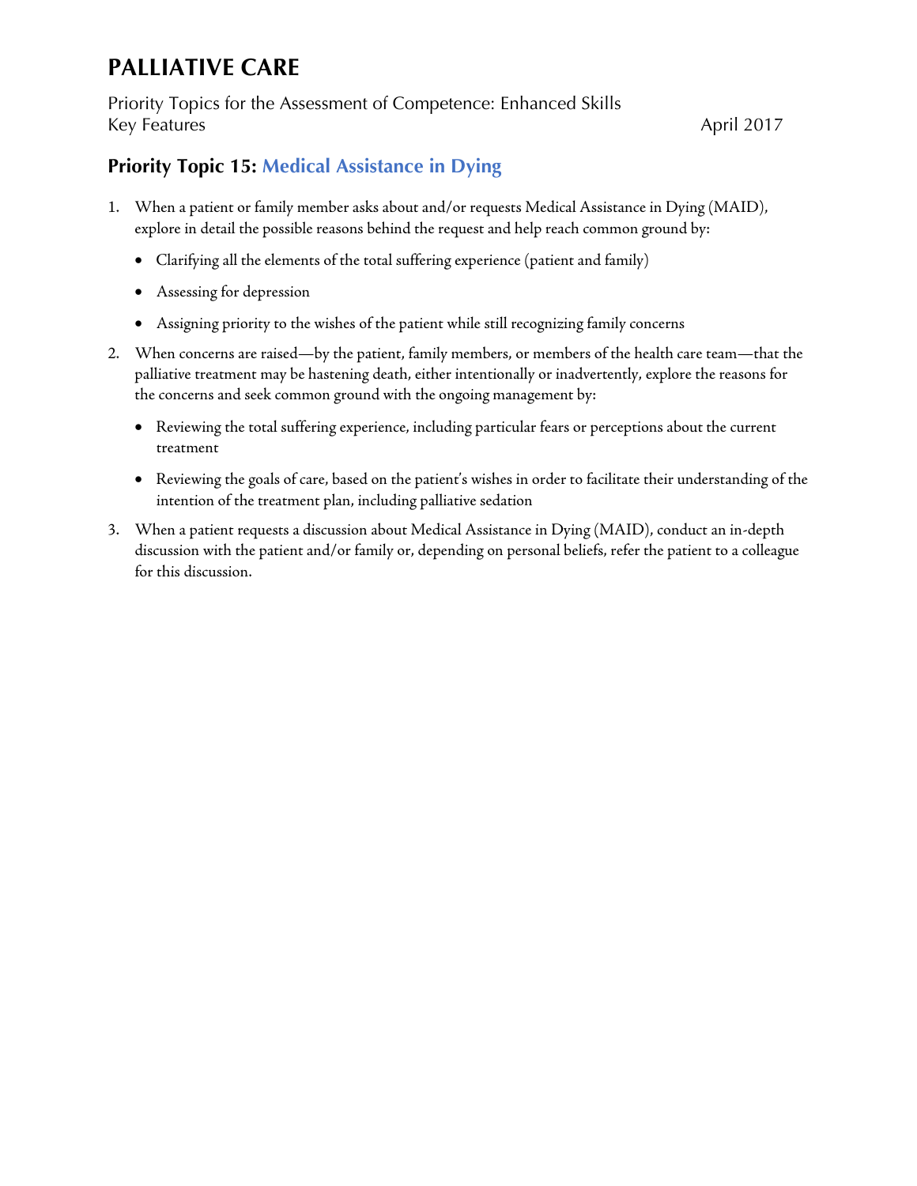# PALLIATIVE CARE

Priority Topics for the Assessment of Competence: Enhanced Skills
Key Features April 2017

## Priority Topic 15: Medical Assistance in Dying

1. When a patient or family member asks about and/or requests Medical Assistance in Dying (MAID), explore in detail the possible reasons behind the request and help reach common ground by:
   - Clarifying all the elements of the total suffering experience (patient and family)
   - Assessing for depression
   - Assigning priority to the wishes of the patient while still recognizing family concerns
2. When concerns are raised—by the patient, family members, or members of the health care team—that the palliative treatment may be hastening death, either intentionally or inadvertently, explore the reasons for the concerns and seek common ground with the ongoing management by:
   - Reviewing the total suffering experience, including particular fears or perceptions about the current treatment
   - Reviewing the goals of care, based on the patient's wishes in order to facilitate their understanding of the intention of the treatment plan, including palliative sedation
3. When a patient requests a discussion about Medical Assistance in Dying (MAID), conduct an in-depth discussion with the patient and/or family or, depending on personal beliefs, refer the patient to a colleague for this discussion.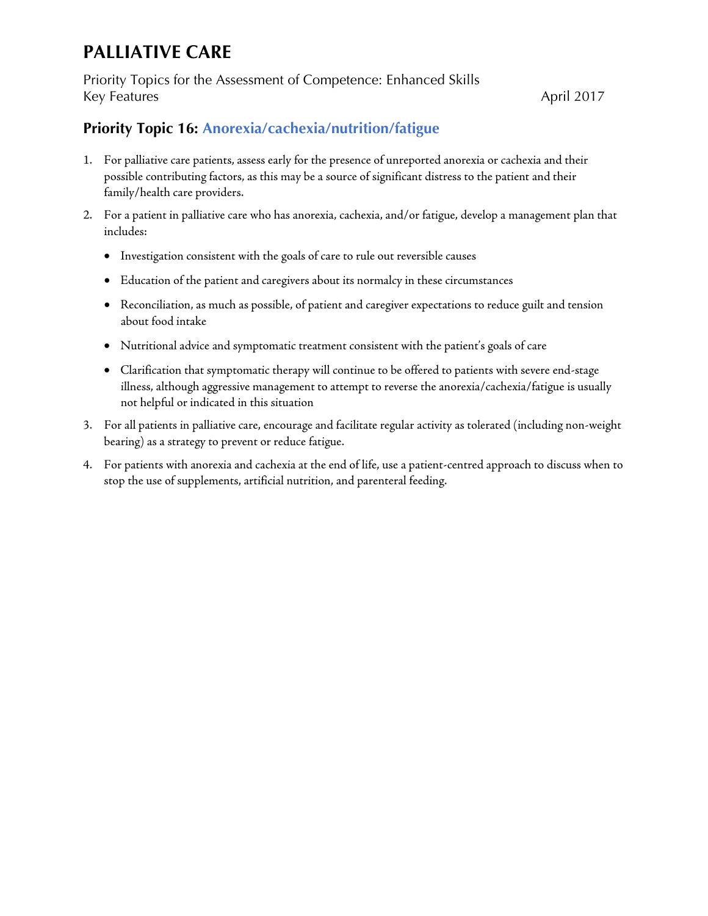# PALLIATIVE CARE

Priority Topics for the Assessment of Competence: Enhanced Skills
Key Features April 2017

## Priority Topic 16: Anorexia/cachexia/nutrition/fatigue

1. For palliative care patients, assess early for the presence of unreported anorexia or cachexia and their possible contributing factors, as this may be a source of significant distress to the patient and their family/health care providers.
2. For a patient in palliative care who has anorexia, cachexia, and/or fatigue, develop a management plan that includes:
   - Investigation consistent with the goals of care to rule out reversible causes
   - Education of the patient and caregivers about its normalcy in these circumstances
   - Reconciliation, as much as possible, of patient and caregiver expectations to reduce guilt and tension about food intake
   - Nutritional advice and symptomatic treatment consistent with the patient's goals of care
   - Clarification that symptomatic therapy will continue to be offered to patients with severe end-stage illness, although aggressive management to attempt to reverse the anorexia/cachexia/fatigue is usually not helpful or indicated in this situation
3. For all patients in palliative care, encourage and facilitate regular activity as tolerated (including non-weight bearing) as a strategy to prevent or reduce fatigue.
4. For patients with anorexia and cachexia at the end of life, use a patient-centred approach to discuss when to stop the use of supplements, artificial nutrition, and parenteral feeding.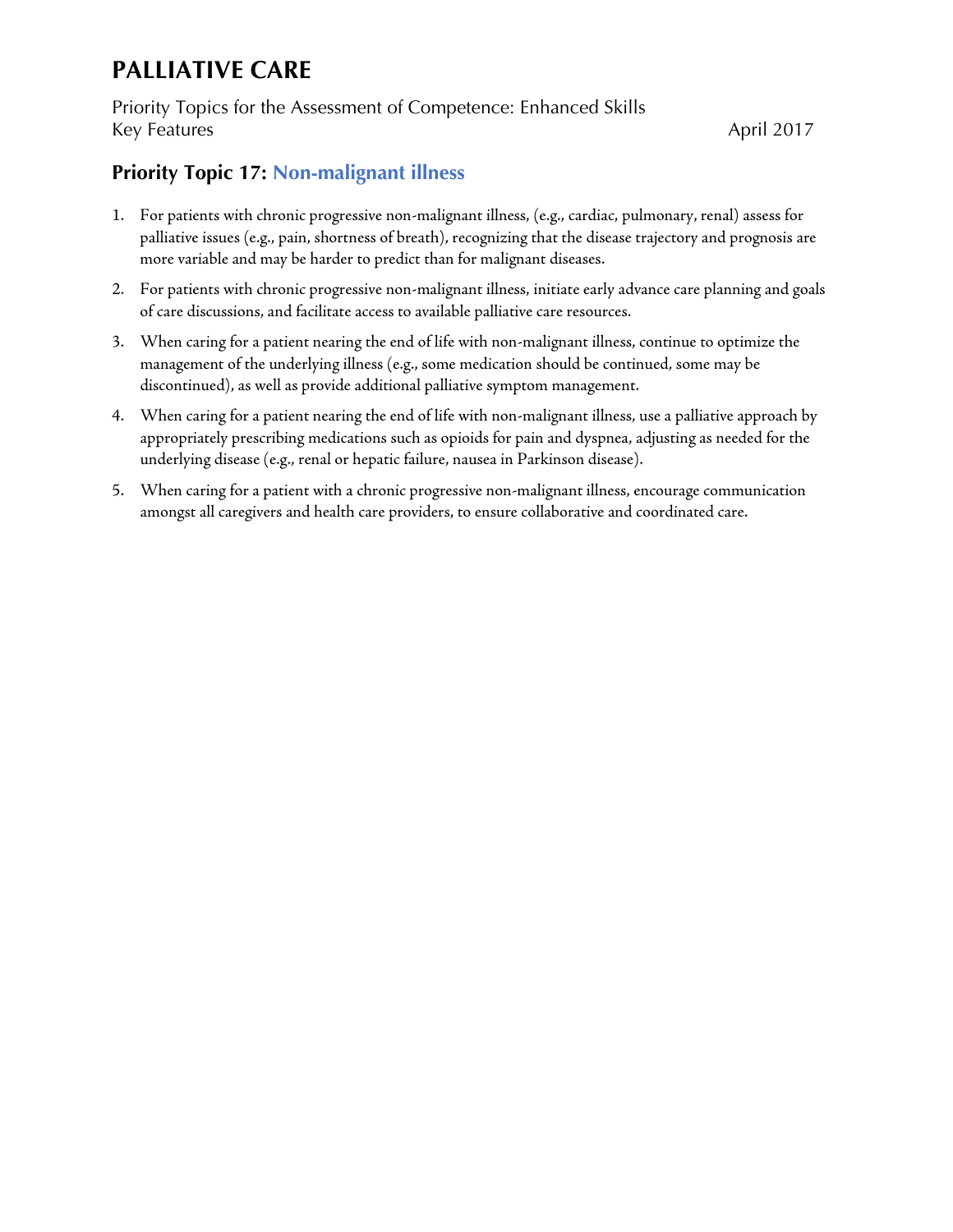# PALLIATIVE CARE

Priority Topics for the Assessment of Competence: Enhanced Skills
Key Features April 2017

## Priority Topic 17: Non-malignant illness

1. For patients with chronic progressive non-malignant illness, (e.g., cardiac, pulmonary, renal) assess for palliative issues (e.g., pain, shortness of breath), recognizing that the disease trajectory and prognosis are more variable and may be harder to predict than for malignant diseases.
2. For patients with chronic progressive non-malignant illness, initiate early advance care planning and goals of care discussions, and facilitate access to available palliative care resources.
3. When caring for a patient nearing the end of life with non-malignant illness, continue to optimize the management of the underlying illness (e.g., some medication should be continued, some may be discontinued), as well as provide additional palliative symptom management.
4. When caring for a patient nearing the end of life with non-malignant illness, use a palliative approach by appropriately prescribing medications such as opioids for pain and dyspnea, adjusting as needed for the underlying disease (e.g., renal or hepatic failure, nausea in Parkinson disease).
5. When caring for a patient with a chronic progressive non-malignant illness, encourage communication amongst all caregivers and health care providers, to ensure collaborative and coordinated care.